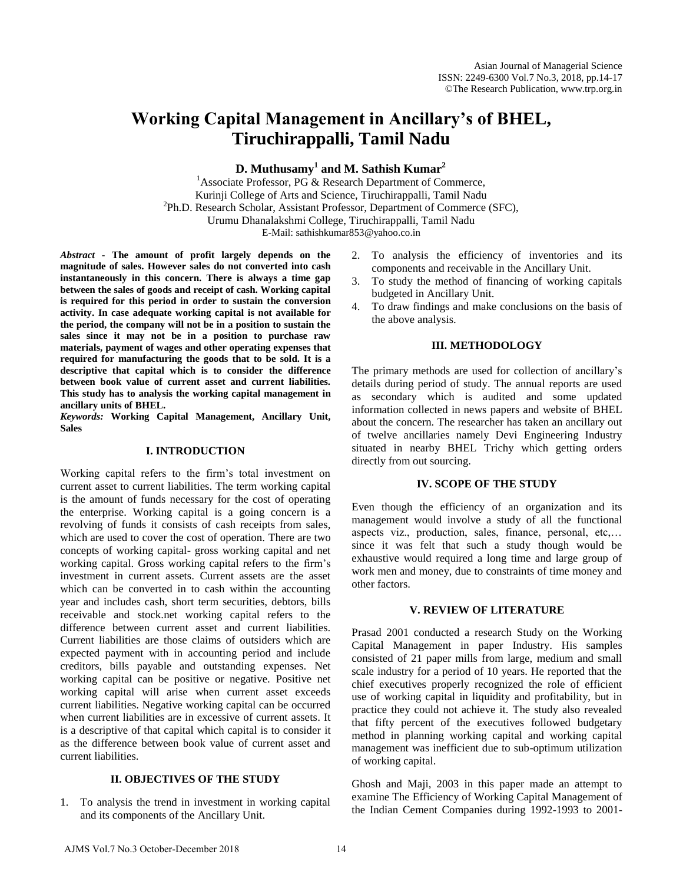# Working Capital Management in Ancillary's of BHEL, Tiruchirappalli, Tamil Nadu

**D. Muthusamy[1] and M. Sathish Kumar[2]**

[1]Associate Professor, PG & Research Department of Commerce, Kurinji College of Arts and Science, Tiruchirappalli, Tamil Nadu
[2]Ph.D. Research Scholar, Assistant Professor, Department of Commerce (SFC), Urumu Dhanalakshmi College, Tiruchirappalli, Tamil Nadu
E-Mail: sathishkumar853@yahoo.co.in

***Abstract*** **- The amount of profit largely depends on the magnitude of sales. However sales do not converted into cash instantaneously in this concern. There is always a time gap between the sales of goods and receipt of cash. Working capital is required for this period in order to sustain the conversion activity. In case adequate working capital is not available for the period, the company will not be in a position to sustain the sales since it may not be in a position to purchase raw materials, payment of wages and other operating expenses that required for manufacturing the goods that to be sold. It is a descriptive that capital which is to consider the difference between book value of current asset and current liabilities. This study has to analysis the working capital management in ancillary units of BHEL.**

***Keywords:*** **Working Capital Management, Ancillary Unit, Sales**

## I. INTRODUCTION

Working capital refers to the firm's total investment on current asset to current liabilities. The term working capital is the amount of funds necessary for the cost of operating the enterprise. Working capital is a going concern is a revolving of funds it consists of cash receipts from sales, which are used to cover the cost of operation. There are two concepts of working capital- gross working capital and net working capital. Gross working capital refers to the firm's investment in current assets. Current assets are the asset which can be converted in to cash within the accounting year and includes cash, short term securities, debtors, bills receivable and stock.net working capital refers to the difference between current asset and current liabilities. Current liabilities are those claims of outsiders which are expected payment with in accounting period and include creditors, bills payable and outstanding expenses. Net working capital can be positive or negative. Positive net working capital will arise when current asset exceeds current liabilities. Negative working capital can be occurred when current liabilities are in excessive of current assets. It is a descriptive of that capital which capital is to consider it as the difference between book value of current asset and current liabilities.

## II. OBJECTIVES OF THE STUDY

1. To analysis the trend in investment in working capital and its components of the Ancillary Unit.
2. To analysis the efficiency of inventories and its components and receivable in the Ancillary Unit.
3. To study the method of financing of working capitals budgeted in Ancillary Unit.
4. To draw findings and make conclusions on the basis of the above analysis.

## III. METHODOLOGY

The primary methods are used for collection of ancillary's details during period of study. The annual reports are used as secondary which is audited and some updated information collected in news papers and website of BHEL about the concern. The researcher has taken an ancillary out of twelve ancillaries namely Devi Engineering Industry situated in nearby BHEL Trichy which getting orders directly from out sourcing.

## IV. SCOPE OF THE STUDY

Even though the efficiency of an organization and its management would involve a study of all the functional aspects viz., production, sales, finance, personal, etc,… since it was felt that such a study though would be exhaustive would required a long time and large group of work men and money, due to constraints of time money and other factors.

## V. REVIEW OF LITERATURE

Prasad 2001 conducted a research Study on the Working Capital Management in paper Industry. His samples consisted of 21 paper mills from large, medium and small scale industry for a period of 10 years. He reported that the chief executives properly recognized the role of efficient use of working capital in liquidity and profitability, but in practice they could not achieve it. The study also revealed that fifty percent of the executives followed budgetary method in planning working capital and working capital management was inefficient due to sub-optimum utilization of working capital.

Ghosh and Maji, 2003 in this paper made an attempt to examine The Efficiency of Working Capital Management of the Indian Cement Companies during 1992-1993 to 2001-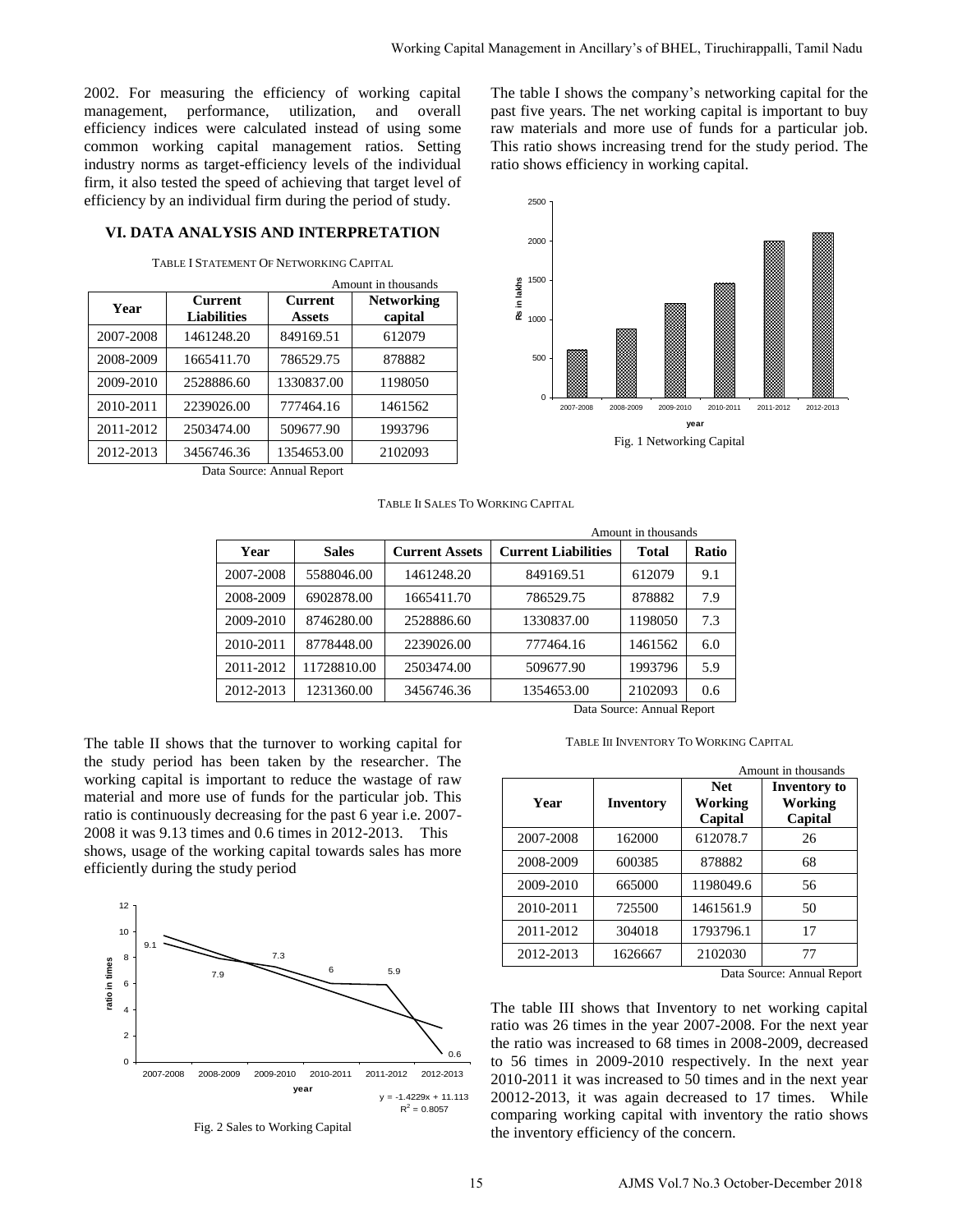2002. For measuring the efficiency of working capital management, performance, utilization, and overall efficiency indices were calculated instead of using some common working capital management ratios. Setting industry norms as target-efficiency levels of the individual firm, it also tested the speed of achieving that target level of efficiency by an individual firm during the period of study.

## VI. DATA ANALYSIS AND INTERPRETATION

TABLE I STATEMENT OF NETWORKING CAPITAL

Amount in thousands

| Year | Current Liabilities | Current Assets | Networking capital |
|---|---|---|---|
| 2007-2008 | 1461248.20 | 849169.51 | 612079 |
| 2008-2009 | 1665411.70 | 786529.75 | 878882 |
| 2009-2010 | 2528886.60 | 1330837.00 | 1198050 |
| 2010-2011 | 2239026.00 | 777464.16 | 1461562 |
| 2011-2012 | 2503474.00 | 509677.90 | 1993796 |
| 2012-2013 | 3456746.36 | 1354653.00 | 2102093 |

Data Source: Annual Report

The table I shows the company's networking capital for the past five years. The net working capital is important to buy raw materials and more use of funds for a particular job. This ratio shows increasing trend for the study period. The ratio shows efficiency in working capital.

Fig. 1 Networking Capital

TABLE II SALES TO WORKING CAPITAL

Amount in thousands

| Year | Sales | Current Assets | Current Liabilities | Total | Ratio |
|---|---|---|---|---|---|
| 2007-2008 | 5588046.00 | 1461248.20 | 849169.51 | 612079 | 9.1 |
| 2008-2009 | 6902878.00 | 1665411.70 | 786529.75 | 878882 | 7.9 |
| 2009-2010 | 8746280.00 | 2528886.60 | 1330837.00 | 1198050 | 7.3 |
| 2010-2011 | 8778448.00 | 2239026.00 | 777464.16 | 1461562 | 6.0 |
| 2011-2012 | 11728810.00 | 2503474.00 | 509677.90 | 1993796 | 5.9 |
| 2012-2013 | 1231360.00 | 3456746.36 | 1354653.00 | 2102093 | 0.6 |

Data Source: Annual Report

The table II shows that the turnover to working capital for the study period has been taken by the researcher. The working capital is important to reduce the wastage of raw material and more use of funds for the particular job. This ratio is continuously decreasing for the past 6 year i.e. 2007-2008 it was 9.13 times and 0.6 times in 2012-2013. This shows, usage of the working capital towards sales has more efficiently during the study period

Fig. 2 Sales to Working Capital

TABLE III INVENTORY TO WORKING CAPITAL

Amount in thousands

| Year | Inventory | Net Working Capital | Inventory to Working Capital |
|---|---|---|---|
| 2007-2008 | 162000 | 612078.7 | 26 |
| 2008-2009 | 600385 | 878882 | 68 |
| 2009-2010 | 665000 | 1198049.6 | 56 |
| 2010-2011 | 725500 | 1461561.9 | 50 |
| 2011-2012 | 304018 | 1793796.1 | 17 |
| 2012-2013 | 1626667 | 2102030 | 77 |

Data Source: Annual Report

The table III shows that Inventory to net working capital ratio was 26 times in the year 2007-2008. For the next year the ratio was increased to 68 times in 2008-2009, decreased to 56 times in 2009-2010 respectively. In the next year 2010-2011 it was increased to 50 times and in the next year 20012-2013, it was again decreased to 17 times. While comparing working capital with inventory the ratio shows the inventory efficiency of the concern.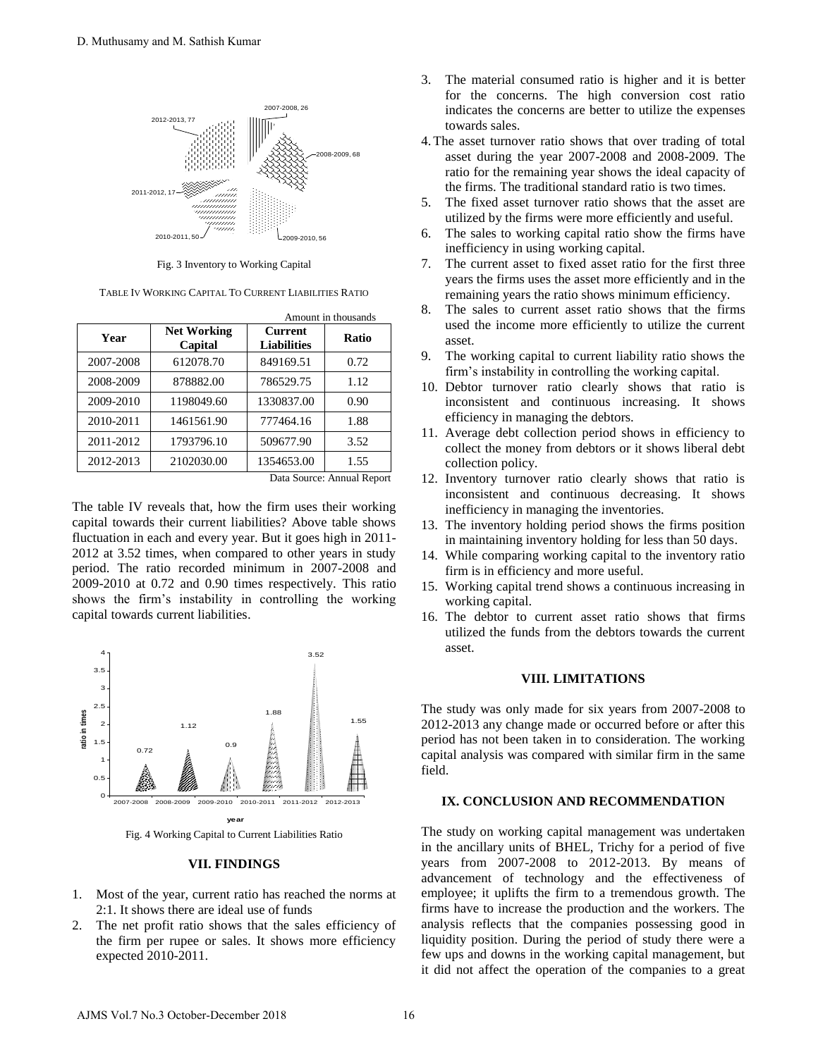Fig. 3 Inventory to Working Capital

TABLE IV WORKING CAPITAL TO CURRENT LIABILITIES RATIO

Amount in thousands

| Year | Net Working Capital | Current Liabilities | Ratio |
|---|---|---|---|
| 2007-2008 | 612078.70 | 849169.51 | 0.72 |
| 2008-2009 | 878882.00 | 786529.75 | 1.12 |
| 2009-2010 | 1198049.60 | 1330837.00 | 0.90 |
| 2010-2011 | 1461561.90 | 777464.16 | 1.88 |
| 2011-2012 | 1793796.10 | 509677.90 | 3.52 |
| 2012-2013 | 2102030.00 | 1354653.00 | 1.55 |

Data Source: Annual Report

The table IV reveals that, how the firm uses their working capital towards their current liabilities? Above table shows fluctuation in each and every year. But it goes high in 2011-2012 at 3.52 times, when compared to other years in study period. The ratio recorded minimum in 2007-2008 and 2009-2010 at 0.72 and 0.90 times respectively. This ratio shows the firm's instability in controlling the working capital towards current liabilities.

Fig. 4 Working Capital to Current Liabilities Ratio

## VII. FINDINGS

1. Most of the year, current ratio has reached the norms at 2:1. It shows there are ideal use of funds
2. The net profit ratio shows that the sales efficiency of the firm per rupee or sales. It shows more efficiency expected 2010-2011.
3. The material consumed ratio is higher and it is better for the concerns. The high conversion cost ratio indicates the concerns are better to utilize the expenses towards sales.
4. The asset turnover ratio shows that over trading of total asset during the year 2007-2008 and 2008-2009. The ratio for the remaining year shows the ideal capacity of the firms. The traditional standard ratio is two times.
5. The fixed asset turnover ratio shows that the asset are utilized by the firms were more efficiently and useful.
6. The sales to working capital ratio show the firms have inefficiency in using working capital.
7. The current asset to fixed asset ratio for the first three years the firms uses the asset more efficiently and in the remaining years the ratio shows minimum efficiency.
8. The sales to current asset ratio shows that the firms used the income more efficiently to utilize the current asset.
9. The working capital to current liability ratio shows the firm's instability in controlling the working capital.
10. Debtor turnover ratio clearly shows that ratio is inconsistent and continuous increasing. It shows efficiency in managing the debtors.
11. Average debt collection period shows in efficiency to collect the money from debtors or it shows liberal debt collection policy.
12. Inventory turnover ratio clearly shows that ratio is inconsistent and continuous decreasing. It shows inefficiency in managing the inventories.
13. The inventory holding period shows the firms position in maintaining inventory holding for less than 50 days.
14. While comparing working capital to the inventory ratio firm is in efficiency and more useful.
15. Working capital trend shows a continuous increasing in working capital.
16. The debtor to current asset ratio shows that firms utilized the funds from the debtors towards the current asset.

## VIII. LIMITATIONS

The study was only made for six years from 2007-2008 to 2012-2013 any change made or occurred before or after this period has not been taken in to consideration. The working capital analysis was compared with similar firm in the same field.

## IX. CONCLUSION AND RECOMMENDATION

The study on working capital management was undertaken in the ancillary units of BHEL, Trichy for a period of five years from 2007-2008 to 2012-2013. By means of advancement of technology and the effectiveness of employee; it uplifts the firm to a tremendous growth. The firms have to increase the production and the workers. The analysis reflects that the companies possessing good in liquidity position. During the period of study there were a few ups and downs in the working capital management, but it did not affect the operation of the companies to a great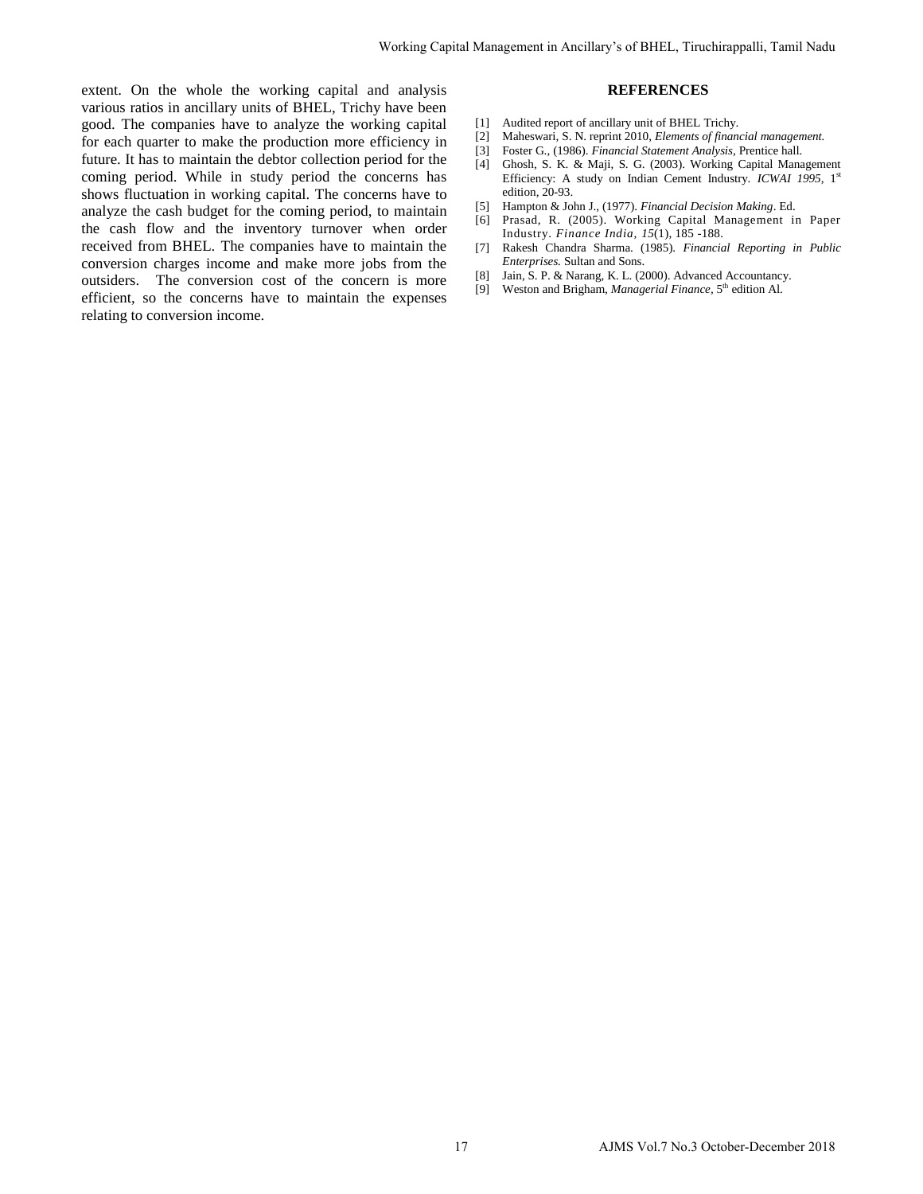extent. On the whole the working capital and analysis various ratios in ancillary units of BHEL, Trichy have been good. The companies have to analyze the working capital for each quarter to make the production more efficiency in future. It has to maintain the debtor collection period for the coming period. While in study period the concerns has shows fluctuation in working capital. The concerns have to analyze the cash budget for the coming period, to maintain the cash flow and the inventory turnover when order received from BHEL. The companies have to maintain the conversion charges income and make more jobs from the outsiders. The conversion cost of the concern is more efficient, so the concerns have to maintain the expenses relating to conversion income.

## REFERENCES

[1] Audited report of ancillary unit of BHEL Trichy.

[2] Maheswari, S. N. reprint 2010, *Elements of financial management.*

[3] Foster G., (1986). *Financial Statement Analysis*, Prentice hall.

[4] Ghosh, S. K. & Maji, S. G. (2003). Working Capital Management Efficiency: A study on Indian Cement Industry. *ICWAI 1995*, 1st edition, 20-93.

[5] Hampton & John J., (1977). *Financial Decision Making*. Ed.

[6] Prasad, R. (2005). Working Capital Management in Paper Industry. *Finance India, 15*(1), 185 -188.

[7] Rakesh Chandra Sharma. (1985). *Financial Reporting in Public Enterprises.* Sultan and Sons.

[8] Jain, S. P. & Narang, K. L. (2000). Advanced Accountancy.

[9] Weston and Brigham, *Managerial Finance*, 5th edition Al.